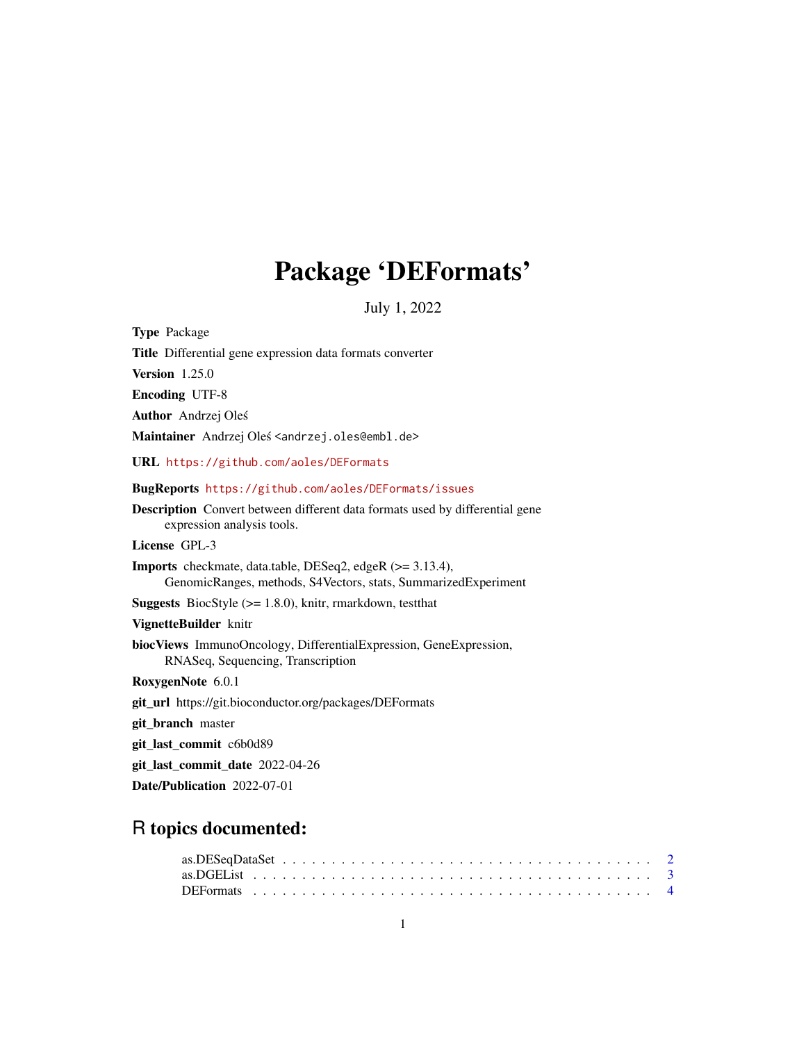# Package 'DEFormats'

July 1, 2022

**Type** Package

**Title** Differential gene expression data formats converter

**Version** 1.25.0

**Encoding** UTF-8

**Author** Andrzej Oleś

**Maintainer** Andrzej Oleś <andrzej.oles@embl.de>

**URL** https://github.com/aoles/DEFormats

**BugReports** https://github.com/aoles/DEFormats/issues

**Description** Convert between different data formats used by differential gene expression analysis tools.

**License** GPL-3

**Imports** checkmate, data.table, DESeq2, edgeR (>= 3.13.4), GenomicRanges, methods, S4Vectors, stats, SummarizedExperiment

**Suggests** BiocStyle (>= 1.8.0), knitr, rmarkdown, testthat

**VignetteBuilder** knitr

**biocViews** ImmunoOncology, DifferentialExpression, GeneExpression, RNASeq, Sequencing, Transcription

**RoxygenNote** 6.0.1

**git_url** https://git.bioconductor.org/packages/DEFormats

**git_branch** master

**git_last_commit** c6b0d89

**git_last_commit_date** 2022-04-26

**Date/Publication** 2022-07-01

## R topics documented:

as.DESeqDataSet . . . . . . . . . . . . . . . . . . . . . . . . . . . . . . . . . . . 2
as.DGEList . . . . . . . . . . . . . . . . . . . . . . . . . . . . . . . . . . . . . . 3
DEFormats . . . . . . . . . . . . . . . . . . . . . . . . . . . . . . . . . . . . . . 4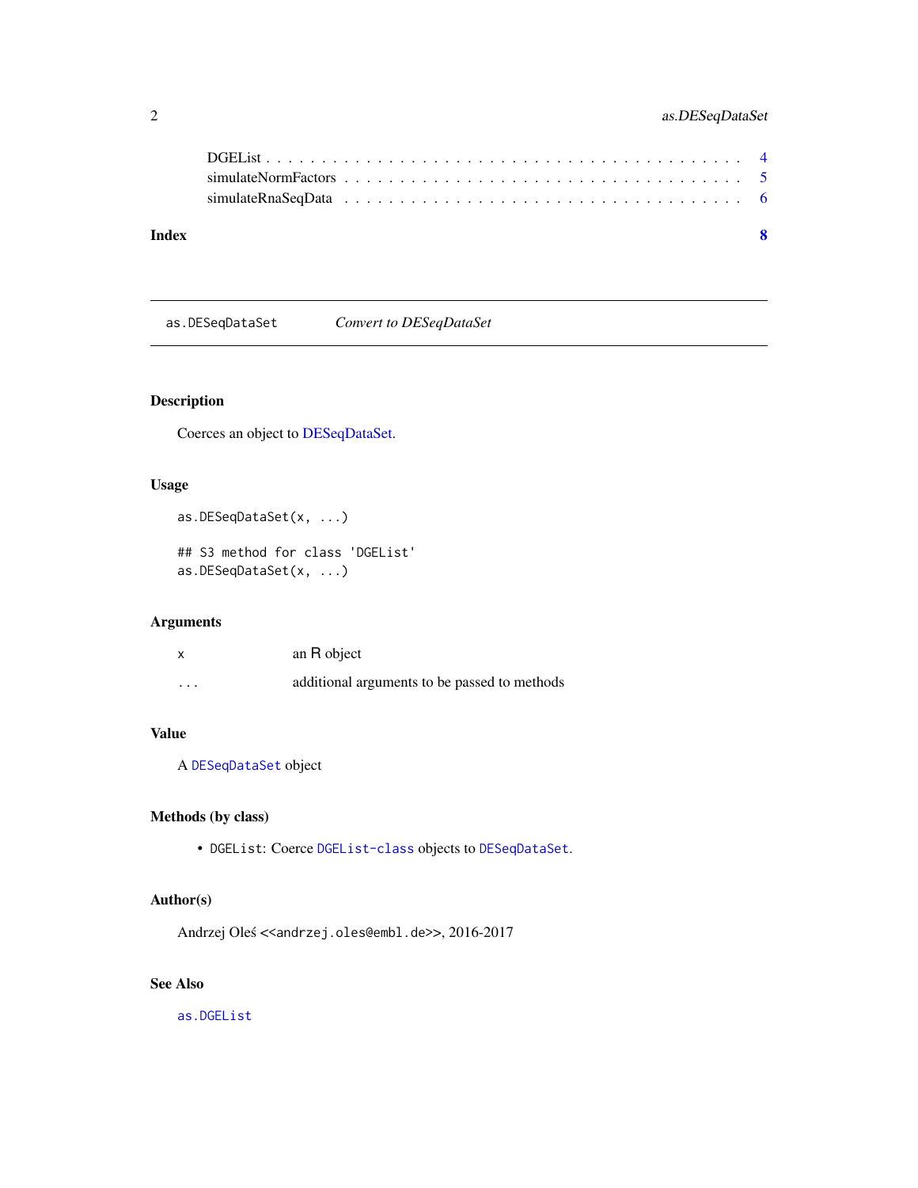DGEList . . . . . . . . . . . . . . . . . . . . . . . . . . . . . . . . . . . . . . . . 4
simulateNormFactors . . . . . . . . . . . . . . . . . . . . . . . . . . . . . . . . . . 5
simulateRnaSeqData . . . . . . . . . . . . . . . . . . . . . . . . . . . . . . . . . . 6

**Index** **8**

---

`as.DESeqDataSet` *Convert to DESeqDataSet*

---

### Description

Coerces an object to DESeqDataSet.

### Usage

```
as.DESeqDataSet(x, ...)

## S3 method for class 'DGEList'
as.DESeqDataSet(x, ...)
```

### Arguments

| | |
|---|---|
| x | an R object |
| ... | additional arguments to be passed to methods |

### Value

A `DESeqDataSet` object

### Methods (by class)

- `DGEList`: Coerce `DGEList-class` objects to `DESeqDataSet`.

### Author(s)

Andrzej Oleś <<andrzej.oles@embl.de>>, 2016-2017

### See Also

`as.DGEList`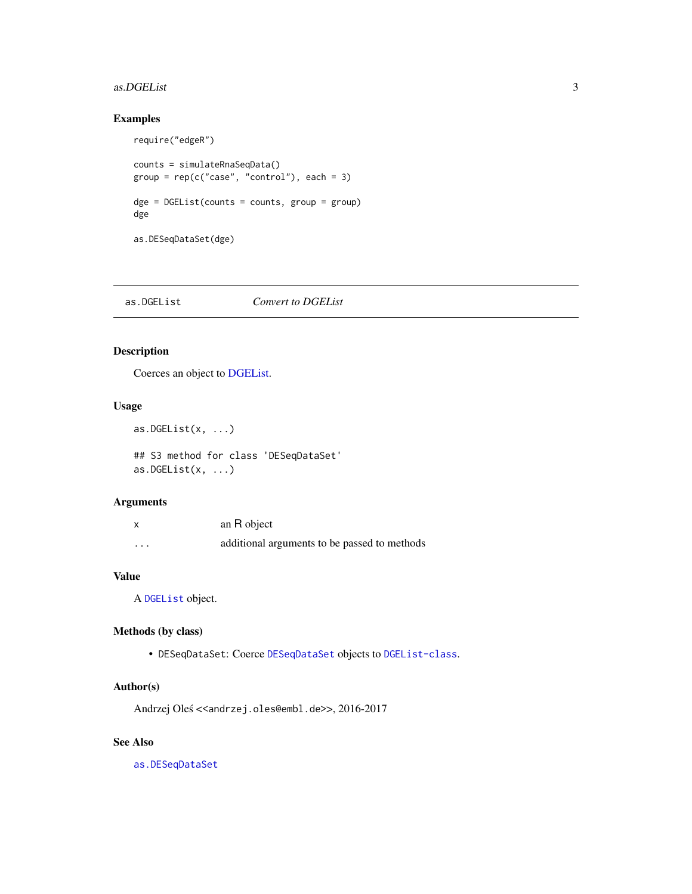## Examples

```
require("edgeR")

counts = simulateRnaSeqData()
group = rep(c("case", "control"), each = 3)

dge = DGEList(counts = counts, group = group)
dge

as.DESeqDataSet(dge)
```

---

`as.DGEList` *Convert to DGEList*

---

## Description

Coerces an object to DGEList.

## Usage

```
as.DGEList(x, ...)

## S3 method for class 'DESeqDataSet'
as.DGEList(x, ...)
```

## Arguments

| | |
|---|---|
| x | an R object |
| ... | additional arguments to be passed to methods |

## Value

A `DGEList` object.

## Methods (by class)

- `DESeqDataSet`: Coerce `DESeqDataSet` objects to `DGEList-class`.

## Author(s)

Andrzej Oleś <<andrzej.oles@embl.de>>, 2016-2017

## See Also

`as.DESeqDataSet`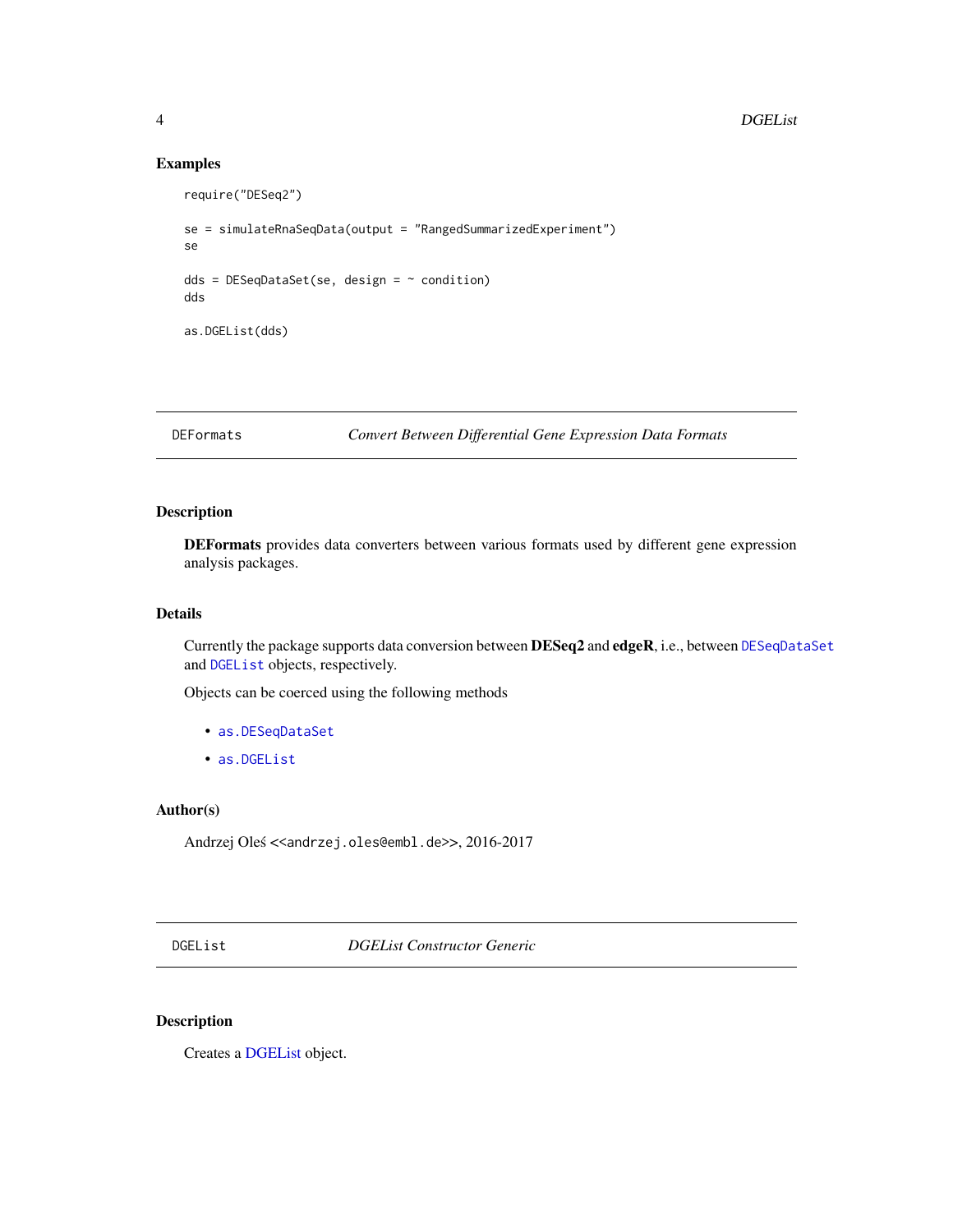## Examples

```
require("DESeq2")

se = simulateRnaSeqData(output = "RangedSummarizedExperiment")
se

dds = DESeqDataSet(se, design = ~ condition)
dds

as.DGEList(dds)
```

---

## DEFormats — *Convert Between Differential Gene Expression Data Formats*

### Description

**DEFormats** provides data converters between various formats used by different gene expression analysis packages.

### Details

Currently the package supports data conversion between **DESeq2** and **edgeR**, i.e., between `DESeqDataSet` and `DGEList` objects, respectively.

Objects can be coerced using the following methods

- `as.DESeqDataSet`
- `as.DGEList`

### Author(s)

Andrzej Oleś <<andrzej.oles@embl.de>>, 2016-2017

---

## DGEList — *DGEList Constructor Generic*

### Description

Creates a DGEList object.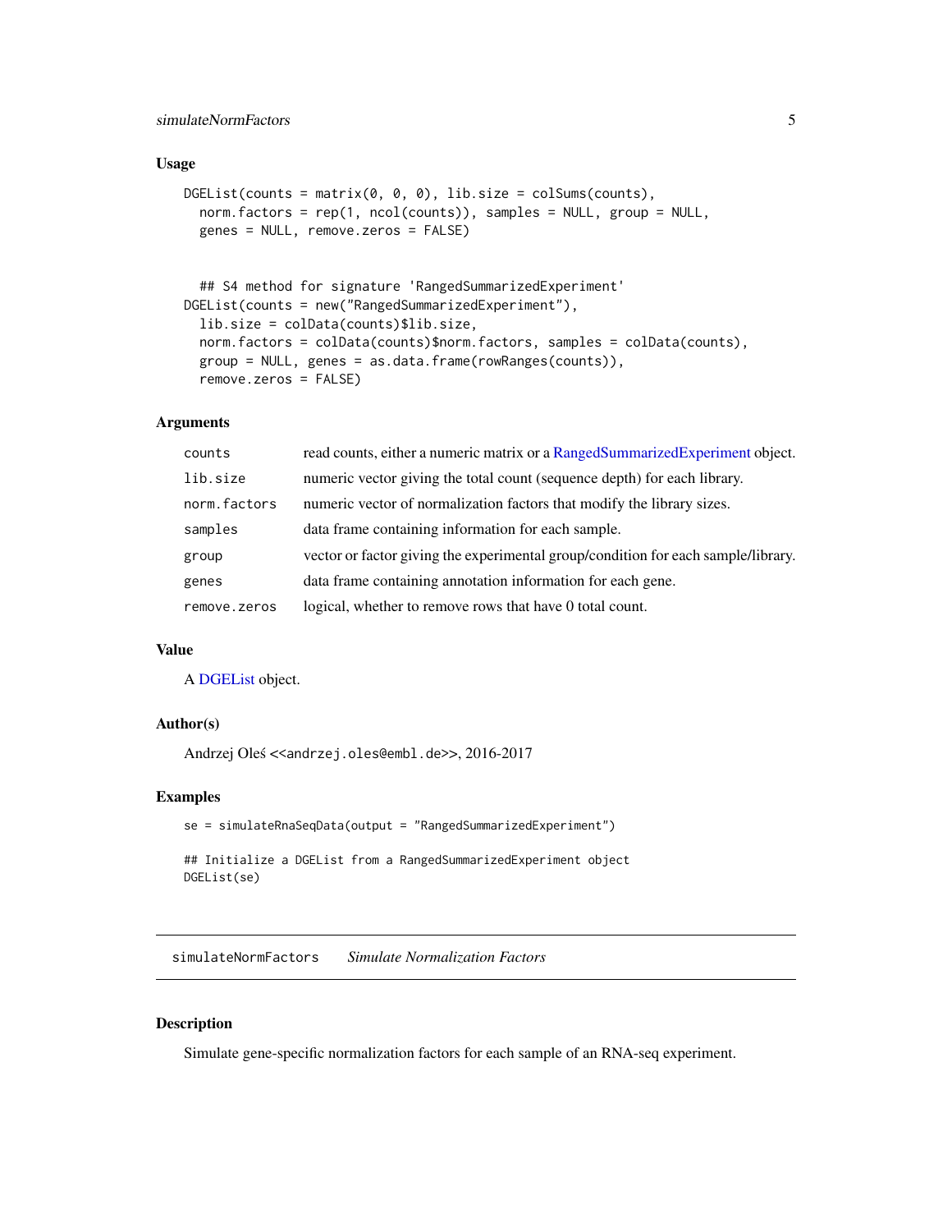## Usage

```
DGEList(counts = matrix(0, 0, 0), lib.size = colSums(counts),
  norm.factors = rep(1, ncol(counts)), samples = NULL, group = NULL,
  genes = NULL, remove.zeros = FALSE)


  ## S4 method for signature 'RangedSummarizedExperiment'
DGEList(counts = new("RangedSummarizedExperiment"),
  lib.size = colData(counts)$lib.size,
  norm.factors = colData(counts)$norm.factors, samples = colData(counts),
  group = NULL, genes = as.data.frame(rowRanges(counts)),
  remove.zeros = FALSE)
```

## Arguments

| | |
|---|---|
| `counts` | read counts, either a numeric matrix or a RangedSummarizedExperiment object. |
| `lib.size` | numeric vector giving the total count (sequence depth) for each library. |
| `norm.factors` | numeric vector of normalization factors that modify the library sizes. |
| `samples` | data frame containing information for each sample. |
| `group` | vector or factor giving the experimental group/condition for each sample/library. |
| `genes` | data frame containing annotation information for each gene. |
| `remove.zeros` | logical, whether to remove rows that have 0 total count. |

## Value

A DGEList object.

## Author(s)

Andrzej Oleś <<andrzej.oles@embl.de>>, 2016-2017

## Examples

```
se = simulateRnaSeqData(output = "RangedSummarizedExperiment")

## Initialize a DGEList from a RangedSummarizedExperiment object
DGEList(se)
```

---

`simulateNormFactors` *Simulate Normalization Factors*

---

## Description

Simulate gene-specific normalization factors for each sample of an RNA-seq experiment.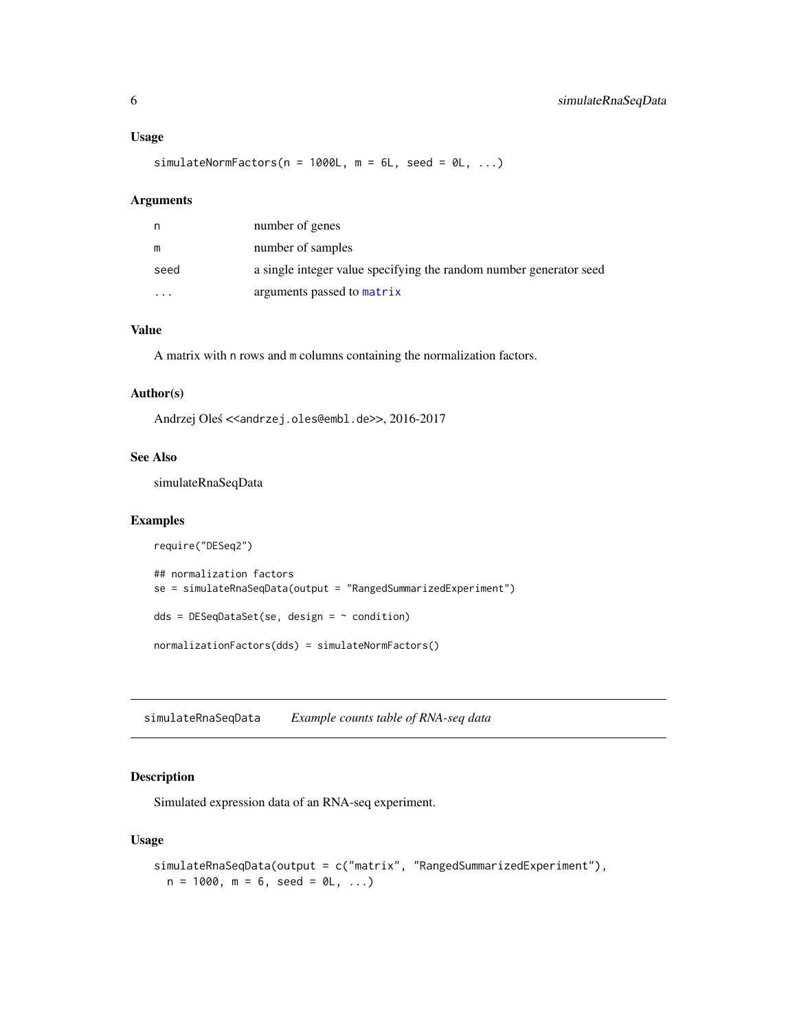## Usage

```
simulateNormFactors(n = 1000L, m = 6L, seed = 0L, ...)
```

## Arguments

| | |
|---|---|
| n | number of genes |
| m | number of samples |
| seed | a single integer value specifying the random number generator seed |
| ... | arguments passed to matrix |

## Value

A matrix with n rows and m columns containing the normalization factors.

## Author(s)

Andrzej Oleś <<andrzej.oles@embl.de>>, 2016-2017

## See Also

simulateRnaSeqData

## Examples

```
require("DESeq2")

## normalization factors
se = simulateRnaSeqData(output = "RangedSummarizedExperiment")

dds = DESeqDataSet(se, design = ~ condition)

normalizationFactors(dds) = simulateNormFactors()
```

---

# simulateRnaSeqData *Example counts table of RNA-seq data*

---

## Description

Simulated expression data of an RNA-seq experiment.

## Usage

```
simulateRnaSeqData(output = c("matrix", "RangedSummarizedExperiment"),
  n = 1000, m = 6, seed = 0L, ...)
```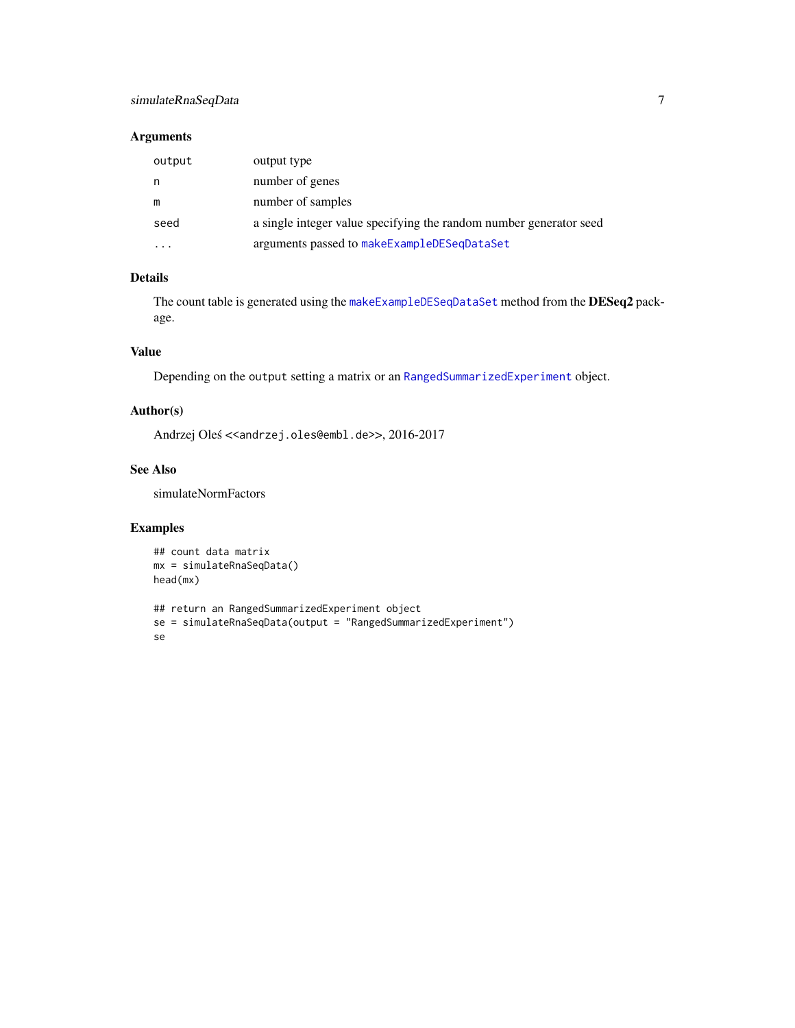## Arguments

| | |
|---|---|
| `output` | output type |
| `n` | number of genes |
| `m` | number of samples |
| `seed` | a single integer value specifying the random number generator seed |
| `...` | arguments passed to `makeExampleDESeqDataSet` |

## Details

The count table is generated using the `makeExampleDESeqDataSet` method from the **DESeq2** package.

## Value

Depending on the `output` setting a matrix or an `RangedSummarizedExperiment` object.

## Author(s)

Andrzej Oleś <`<andrzej.oles@embl.de>`>, 2016-2017

## See Also

simulateNormFactors

## Examples

```
## count data matrix
mx = simulateRnaSeqData()
head(mx)

## return an RangedSummarizedExperiment object
se = simulateRnaSeqData(output = "RangedSummarizedExperiment")
se
```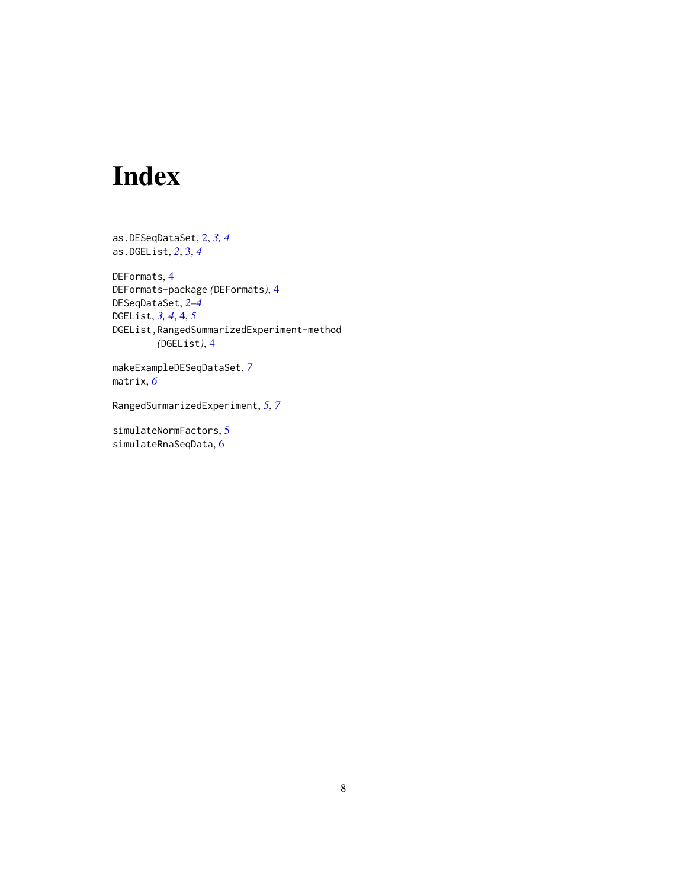# Index

as.DESeqDataSet, 2, *3, 4*
as.DGEList, *2*, 3, *4*

DEFormats, 4
DEFormats-package *(*DEFormats*)*, 4
DESeqDataSet, *2–4*
DGEList, *3, 4*, 4, *5*
DGEList,RangedSummarizedExperiment-method
    *(*DGEList*)*, 4

makeExampleDESeqDataSet, *7*
matrix, *6*

RangedSummarizedExperiment, *5*, *7*

simulateNormFactors, 5
simulateRnaSeqData, 6